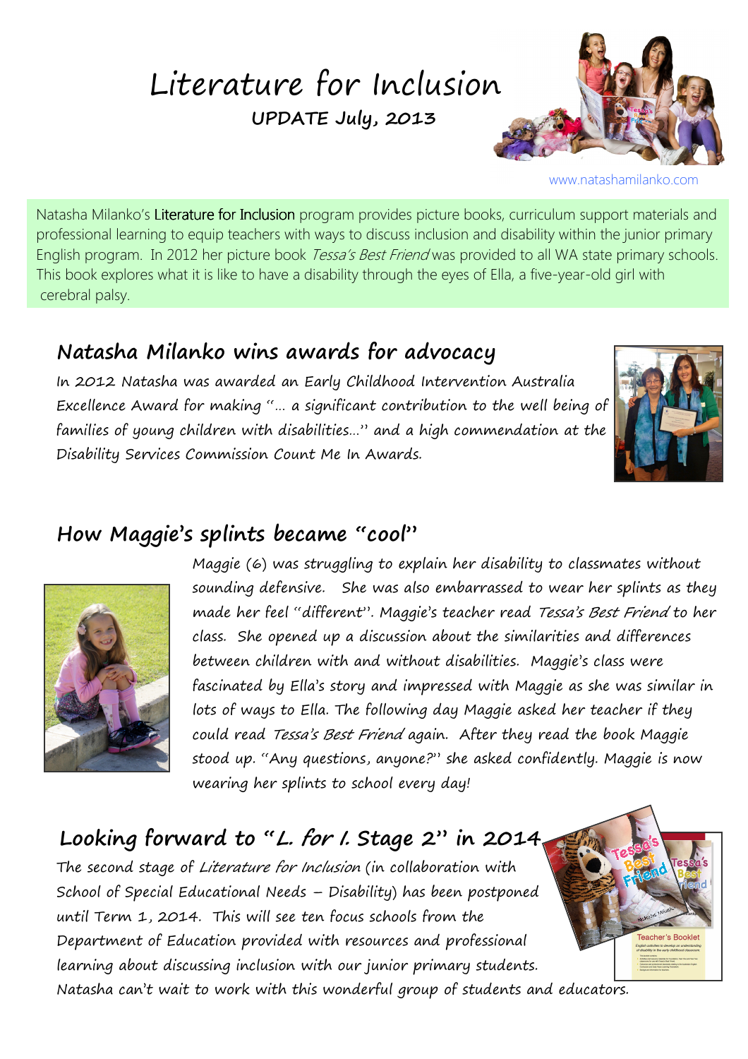# Literature for Inclusion

**UPDATE July, 2013**

www.natashamilanko.com

Natasha Milanko's Literature for Inclusion program provides picture books, curriculum support materials and professional learning to equip teachers with ways to discuss inclusion and disability within the junior primary English program. In 2012 her picture book *Tessa's Best Friend* was provided to all WA state primary schools. This book explores what it is like to have a disability through the eyes of Ella, a five-year-old girl with cerebral palsy.

## Natasha Milanko wins awards for advocacy

In 2012 Natasha was awarded an Early Childhood Intervention Australia Excellence Award for making "... a significant contribution to the well being of families of young children with disabilities..." and a high commendation at the Disability Services Commission Count Me In Awards.

## How Maggie's splints became "cool"

Maggie (6) was struggling to explain her disability to classmates without sounding defensive. She was also embarrassed to wear her splints as they made her feel "different". Maggie's teacher read *Tessa's Best Friend* to her class. She opened up a discussion about the similarities and differences between children with and without disabilities. Maggie's class were fascinated by Ella's story and impressed with Maggie as she was similar in lots of ways to Ella. The following day Maggie asked her teacher if they could read *Tessa's Best Friend* again. After they read the book Maggie stood up. "Any questions, anyone?" she asked confidently. Maggie is now wearing her splints to school every day!

## Looking forward to "L. for I. Stage 2" in 2014

The second stage of *Literature for Inclusion* (in collaboration with School of Special Educational Needs – Disability) has been postponed until Term 1, 2014. This will see ten focus schools from the Department of Education provided with resources and professional learning about discussing inclusion with our junior primary students. Natasha can't wait to work with this wonderful group of students and educators.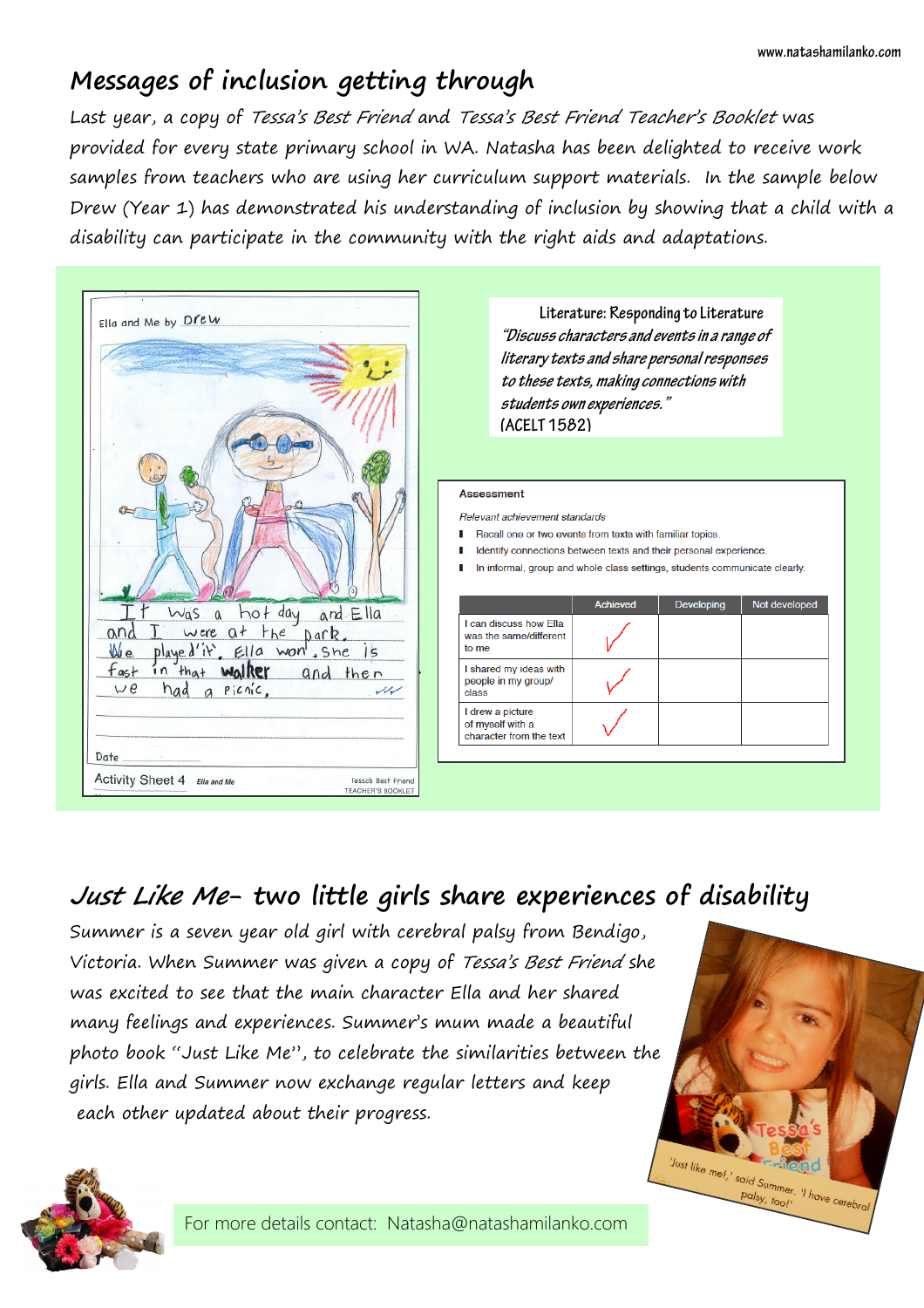# Messages of inclusion getting through

Last year, a copy of *Tessa's Best Friend* and *Tessa's Best Friend Teacher's Booklet* was provided for every state primary school in WA. Natasha has been delighted to receive work samples from teachers who are using her curriculum support materials. In the sample below Drew (Year 1) has demonstrated his understanding of inclusion by showing that a child with a disability can participate in the community with the right aids and adaptations.

Ella and Me by Drew

It was a hot day and Ella and I were at the park. We played 'it'. Ella won. She is fast in that walker and then we had a picnic.

Date

Activity Sheet 4 Ella and Me

Tessa's Best Friend TEACHER'S BOOKLET

**Literature: Responding to Literature**

*"Discuss characters and events in a range of literary texts and share personal responses to these texts, making connections with students own experiences."*

(ACELT 1582)

**Assessment**

*Relevant achievement standards*

- Recall one or two events from texts with familiar topics.
- Identify connections between texts and their personal experience.
- In informal, group and whole class settings, students communicate clearly.

| | Achieved | Developing | Not developed |
|---|---|---|---|
| I can discuss how Ella was the same/different to me | ✓ | | |
| I shared my ideas with people in my group/ class | ✓ | | |
| I drew a picture of myself with a character from the text | ✓ | | |

# Just Like Me- two little girls share experiences of disability

Summer is a seven year old girl with cerebral palsy from Bendigo, Victoria. When Summer was given a copy of *Tessa's Best Friend* she was excited to see that the main character Ella and her shared many feelings and experiences. Summer's mum made a beautiful photo book "Just Like Me", to celebrate the similarities between the girls. Ella and Summer now exchange regular letters and keep each other updated about their progress.

'Just like me!,' said Summer. 'I have cerebral palsy, too!'

For more details contact: Natasha@natashamilanko.com